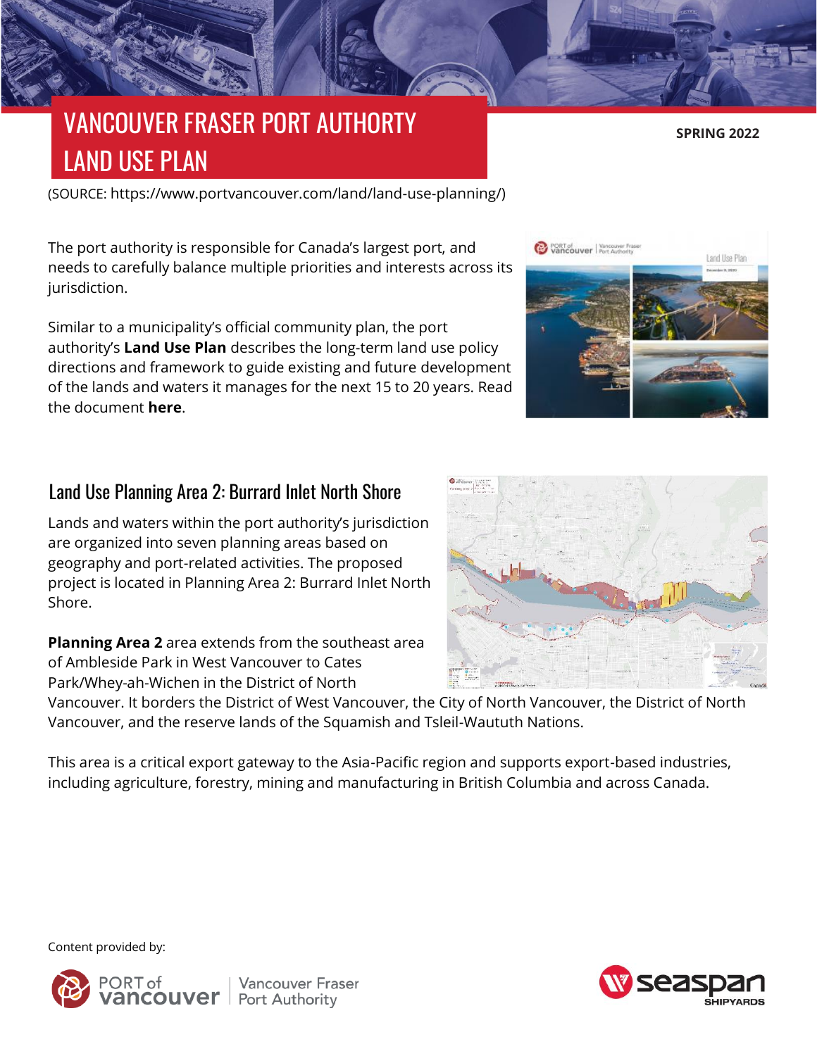# VANCOUVER FRASER PORT AUTHORITY LAND USE PLAN

**SPRING 2022**

(SOURCE: https://www.portvancouver.com/land/land-use-planning/)

The port authority is responsible for Canada's largest port, and needs to carefully balance multiple priorities and interests across its jurisdiction.

Similar to a municipality's official community plan, the port authority's **Land Use Plan** describes the long-term land use policy directions and framework to guide existing and future development of the lands and waters it manages for the next 15 to 20 years. Read the document **here**.

## Land Use Planning Area 2: Burrard Inlet North Shore

Lands and waters within the port authority's jurisdiction are organized into seven planning areas based on geography and port-related activities. The proposed project is located in Planning Area 2: Burrard Inlet North Shore.

**Planning Area 2** area extends from the southeast area of Ambleside Park in West Vancouver to Cates Park/Whey-ah-Wichen in the District of North Vancouver. It borders the District of West Vancouver, the City of North Vancouver, the District of North Vancouver, and the reserve lands of the Squamish and Tsleil-Waututh Nations.

This area is a critical export gateway to the Asia-Pacific region and supports export-based industries, including agriculture, forestry, mining and manufacturing in British Columbia and across Canada.

Content provided by:

PORT of vancouver | Vancouver Fraser Port Authority

seaspan SHIPYARDS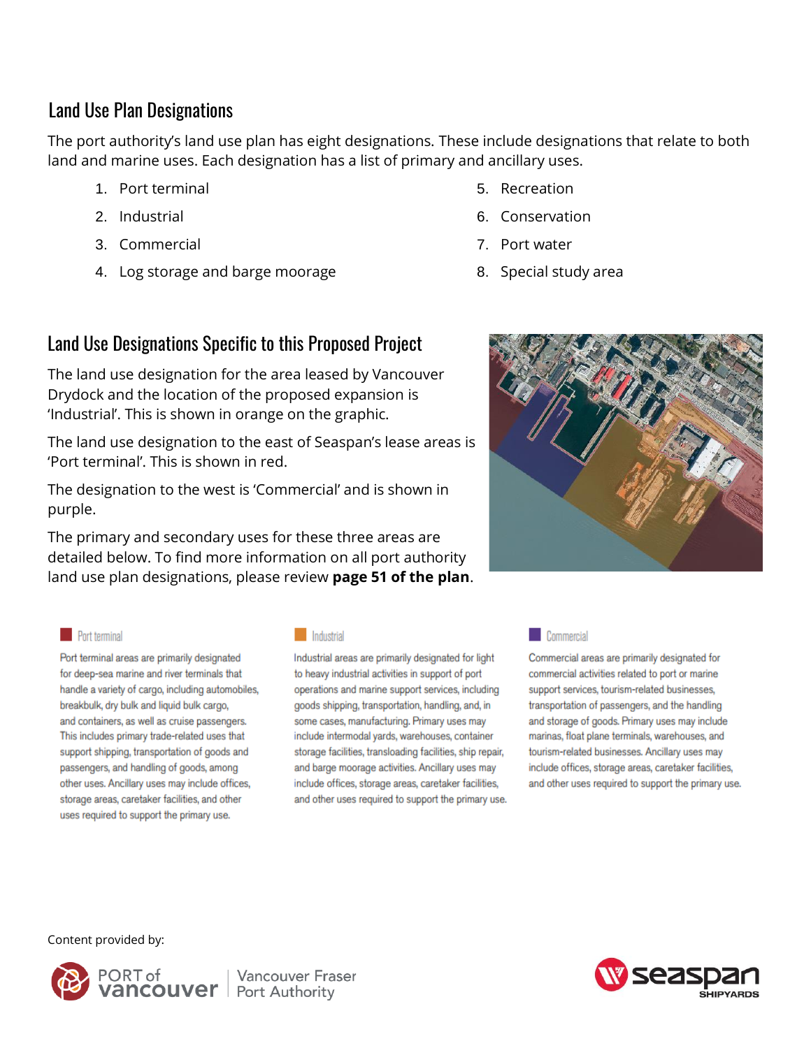## Land Use Plan Designations

The port authority's land use plan has eight designations. These include designations that relate to both land and marine uses. Each designation has a list of primary and ancillary uses.

1. Port terminal
2. Industrial
3. Commercial
4. Log storage and barge moorage
5. Recreation
6. Conservation
7. Port water
8. Special study area

## Land Use Designations Specific to this Proposed Project

The land use designation for the area leased by Vancouver Drydock and the location of the proposed expansion is 'Industrial'. This is shown in orange on the graphic.

The land use designation to the east of Seaspan's lease areas is 'Port terminal'. This is shown in red.

The designation to the west is 'Commercial' and is shown in purple.

The primary and secondary uses for these three areas are detailed below. To find more information on all port authority land use plan designations, please review **page 51 of the plan**.

### Port terminal

Port terminal areas are primarily designated for deep-sea marine and river terminals that handle a variety of cargo, including automobiles, breakbulk, dry bulk and liquid bulk cargo, and containers, as well as cruise passengers. This includes primary trade-related uses that support shipping, transportation of goods and passengers, and handling of goods, among other uses. Ancillary uses may include offices, storage areas, caretaker facilities, and other uses required to support the primary use.

### Industrial

Industrial areas are primarily designated for light to heavy industrial activities in support of port operations and marine support services, including goods shipping, transportation, handling, and, in some cases, manufacturing. Primary uses may include intermodal yards, warehouses, container storage facilities, transloading facilities, ship repair, and barge moorage activities. Ancillary uses may include offices, storage areas, caretaker facilities, and other uses required to support the primary use.

### Commercial

Commercial areas are primarily designated for commercial activities related to port or marine support services, tourism-related businesses, transportation of passengers, and the handling and storage of goods. Primary uses may include marinas, float plane terminals, warehouses, and tourism-related businesses. Ancillary uses may include offices, storage areas, caretaker facilities, and other uses required to support the primary use.

Content provided by:

PORT of vancouver | Vancouver Fraser Port Authority

seaspan SHIPYARDS